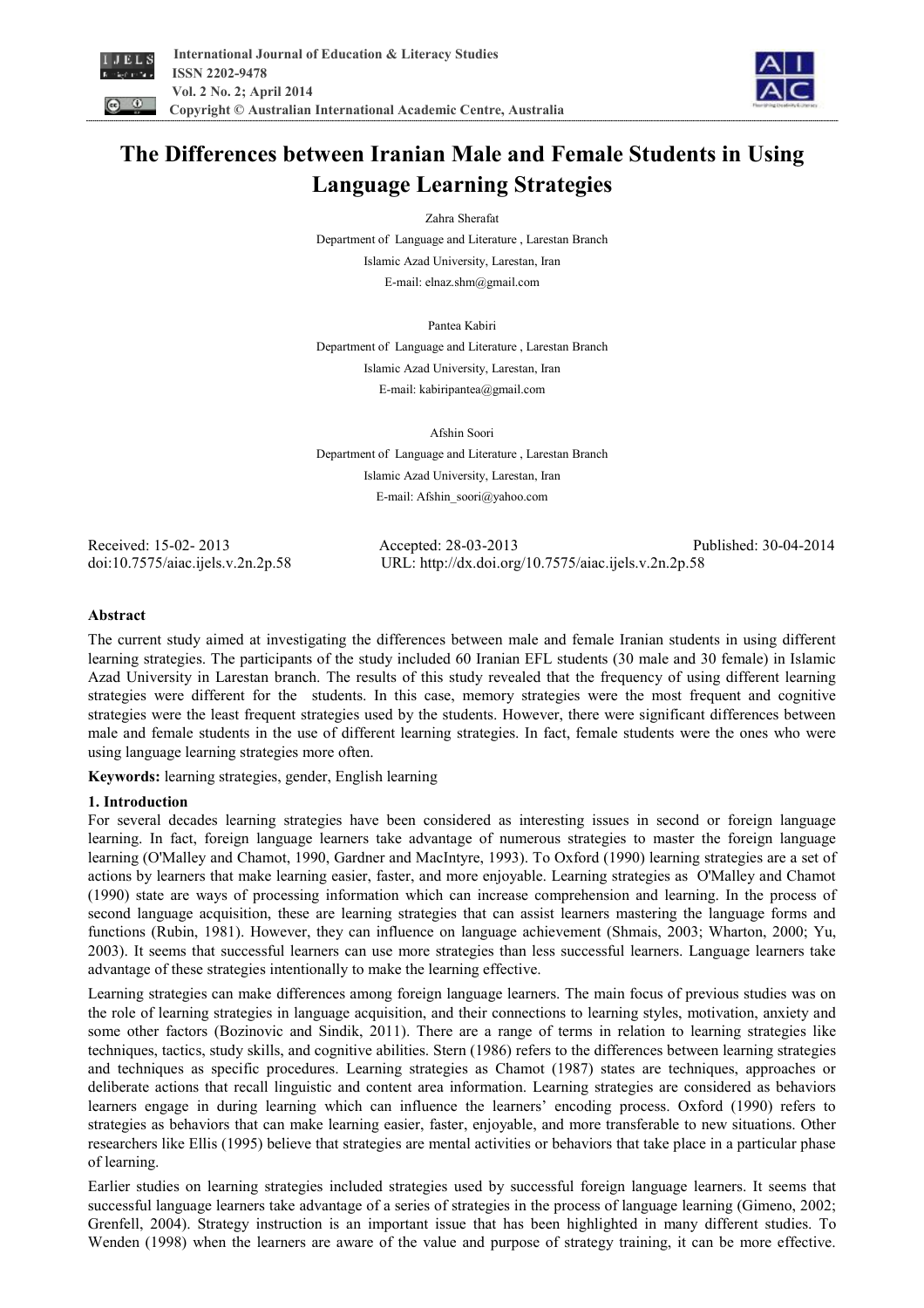# The Differences between Iranian Male and Female Students in Using Language Learning Strategies

Zahra Sherafat

Department of Language and Literature , Larestan Branch

Islamic Azad University, Larestan, Iran

E-mail: elnaz.shm@gmail.com

Pantea Kabiri

Department of Language and Literature , Larestan Branch

Islamic Azad University, Larestan, Iran

E-mail: kabiripantea@gmail.com

Afshin Soori

Department of Language and Literature , Larestan Branch

Islamic Azad University, Larestan, Iran

E-mail: Afshin_soori@yahoo.com

Received: 15-02- 2013 Accepted: 28-03-2013 Published: 30-04-2014

doi:10.7575/aiac.ijels.v.2n.2p.58 URL: http://dx.doi.org/10.7575/aiac.ijels.v.2n.2p.58

## Abstract

The current study aimed at investigating the differences between male and female Iranian students in using different learning strategies. The participants of the study included 60 Iranian EFL students (30 male and 30 female) in Islamic Azad University in Larestan branch. The results of this study revealed that the frequency of using different learning strategies were different for the students. In this case, memory strategies were the most frequent and cognitive strategies were the least frequent strategies used by the students. However, there were significant differences between male and female students in the use of different learning strategies. In fact, female students were the ones who were using language learning strategies more often.

**Keywords:** learning strategies, gender, English learning

## 1. Introduction

For several decades learning strategies have been considered as interesting issues in second or foreign language learning. In fact, foreign language learners take advantage of numerous strategies to master the foreign language learning (O'Malley and Chamot, 1990, Gardner and MacIntyre, 1993). To Oxford (1990) learning strategies are a set of actions by learners that make learning easier, faster, and more enjoyable. Learning strategies as O'Malley and Chamot (1990) state are ways of processing information which can increase comprehension and learning. In the process of second language acquisition, these are learning strategies that can assist learners mastering the language forms and functions (Rubin, 1981). However, they can influence on language achievement (Shmais, 2003; Wharton, 2000; Yu, 2003). It seems that successful learners can use more strategies than less successful learners. Language learners take advantage of these strategies intentionally to make the learning effective.

Learning strategies can make differences among foreign language learners. The main focus of previous studies was on the role of learning strategies in language acquisition, and their connections to learning styles, motivation, anxiety and some other factors (Bozinovic and Sindik, 2011). There are a range of terms in relation to learning strategies like techniques, tactics, study skills, and cognitive abilities. Stern (1986) refers to the differences between learning strategies and techniques as specific procedures. Learning strategies as Chamot (1987) states are techniques, approaches or deliberate actions that recall linguistic and content area information. Learning strategies are considered as behaviors learners engage in during learning which can influence the learners' encoding process. Oxford (1990) refers to strategies as behaviors that can make learning easier, faster, enjoyable, and more transferable to new situations. Other researchers like Ellis (1995) believe that strategies are mental activities or behaviors that take place in a particular phase of learning.

Earlier studies on learning strategies included strategies used by successful foreign language learners. It seems that successful language learners take advantage of a series of strategies in the process of language learning (Gimeno, 2002; Grenfell, 2004). Strategy instruction is an important issue that has been highlighted in many different studies. To Wenden (1998) when the learners are aware of the value and purpose of strategy training, it can be more effective.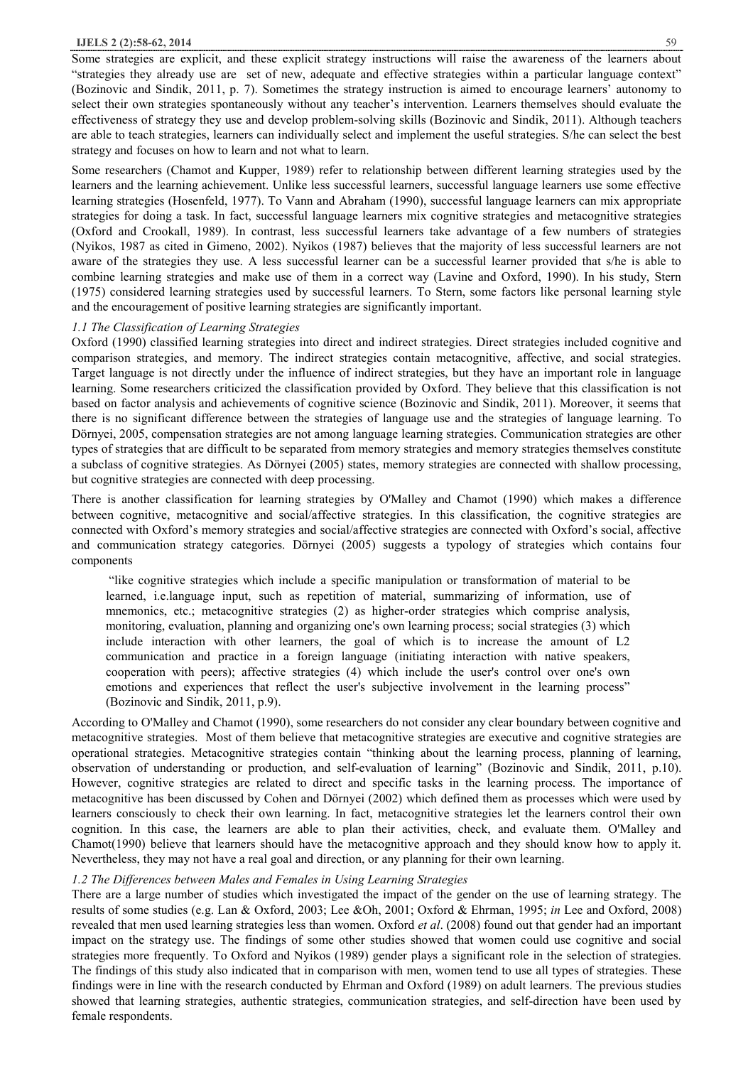Some strategies are explicit, and these explicit strategy instructions will raise the awareness of the learners about "strategies they already use are set of new, adequate and effective strategies within a particular language context" (Bozinovic and Sindik, 2011, p. 7). Sometimes the strategy instruction is aimed to encourage learners' autonomy to select their own strategies spontaneously without any teacher's intervention. Learners themselves should evaluate the effectiveness of strategy they use and develop problem-solving skills (Bozinovic and Sindik, 2011). Although teachers are able to teach strategies, learners can individually select and implement the useful strategies. S/he can select the best strategy and focuses on how to learn and not what to learn.

Some researchers (Chamot and Kupper, 1989) refer to relationship between different learning strategies used by the learners and the learning achievement. Unlike less successful learners, successful language learners use some effective learning strategies (Hosenfeld, 1977). To Vann and Abraham (1990), successful language learners can mix appropriate strategies for doing a task. In fact, successful language learners mix cognitive strategies and metacognitive strategies (Oxford and Crookall, 1989). In contrast, less successful learners take advantage of a few numbers of strategies (Nyikos, 1987 as cited in Gimeno, 2002). Nyikos (1987) believes that the majority of less successful learners are not aware of the strategies they use. A less successful learner can be a successful learner provided that s/he is able to combine learning strategies and make use of them in a correct way (Lavine and Oxford, 1990). In his study, Stern (1975) considered learning strategies used by successful learners. To Stern, some factors like personal learning style and the encouragement of positive learning strategies are significantly important.

### *1.1 The Classification of Learning Strategies*

Oxford (1990) classified learning strategies into direct and indirect strategies. Direct strategies included cognitive and comparison strategies, and memory. The indirect strategies contain metacognitive, affective, and social strategies. Target language is not directly under the influence of indirect strategies, but they have an important role in language learning. Some researchers criticized the classification provided by Oxford. They believe that this classification is not based on factor analysis and achievements of cognitive science (Bozinovic and Sindik, 2011). Moreover, it seems that there is no significant difference between the strategies of language use and the strategies of language learning. To Dörnyei, 2005, compensation strategies are not among language learning strategies. Communication strategies are other types of strategies that are difficult to be separated from memory strategies and memory strategies themselves constitute a subclass of cognitive strategies. As Dörnyei (2005) states, memory strategies are connected with shallow processing, but cognitive strategies are connected with deep processing.

There is another classification for learning strategies by O'Malley and Chamot (1990) which makes a difference between cognitive, metacognitive and social/affective strategies. In this classification, the cognitive strategies are connected with Oxford's memory strategies and social/affective strategies are connected with Oxford's social, affective and communication strategy categories. Dörnyei (2005) suggests a typology of strategies which contains four components

> "like cognitive strategies which include a specific manipulation or transformation of material to be learned, i.e.language input, such as repetition of material, summarizing of information, use of mnemonics, etc.; metacognitive strategies (2) as higher-order strategies which comprise analysis, monitoring, evaluation, planning and organizing one's own learning process; social strategies (3) which include interaction with other learners, the goal of which is to increase the amount of L2 communication and practice in a foreign language (initiating interaction with native speakers, cooperation with peers); affective strategies (4) which include the user's control over one's own emotions and experiences that reflect the user's subjective involvement in the learning process" (Bozinovic and Sindik, 2011, p.9).

According to O'Malley and Chamot (1990), some researchers do not consider any clear boundary between cognitive and metacognitive strategies. Most of them believe that metacognitive strategies are executive and cognitive strategies are operational strategies. Metacognitive strategies contain "thinking about the learning process, planning of learning, observation of understanding or production, and self-evaluation of learning" (Bozinovic and Sindik, 2011, p.10). However, cognitive strategies are related to direct and specific tasks in the learning process. The importance of metacognitive has been discussed by Cohen and Dörnyei (2002) which defined them as processes which were used by learners consciously to check their own learning. In fact, metacognitive strategies let the learners control their own cognition. In this case, the learners are able to plan their activities, check, and evaluate them. O'Malley and Chamot(1990) believe that learners should have the metacognitive approach and they should know how to apply it. Nevertheless, they may not have a real goal and direction, or any planning for their own learning.

### *1.2 The Differences between Males and Females in Using Learning Strategies*

There are a large number of studies which investigated the impact of the gender on the use of learning strategy. The results of some studies (e.g. Lan & Oxford, 2003; Lee &Oh, 2001; Oxford & Ehrman, 1995; *in* Lee and Oxford, 2008) revealed that men used learning strategies less than women. Oxford *et al*. (2008) found out that gender had an important impact on the strategy use. The findings of some other studies showed that women could use cognitive and social strategies more frequently. To Oxford and Nyikos (1989) gender plays a significant role in the selection of strategies. The findings of this study also indicated that in comparison with men, women tend to use all types of strategies. These findings were in line with the research conducted by Ehrman and Oxford (1989) on adult learners. The previous studies showed that learning strategies, authentic strategies, communication strategies, and self-direction have been used by female respondents.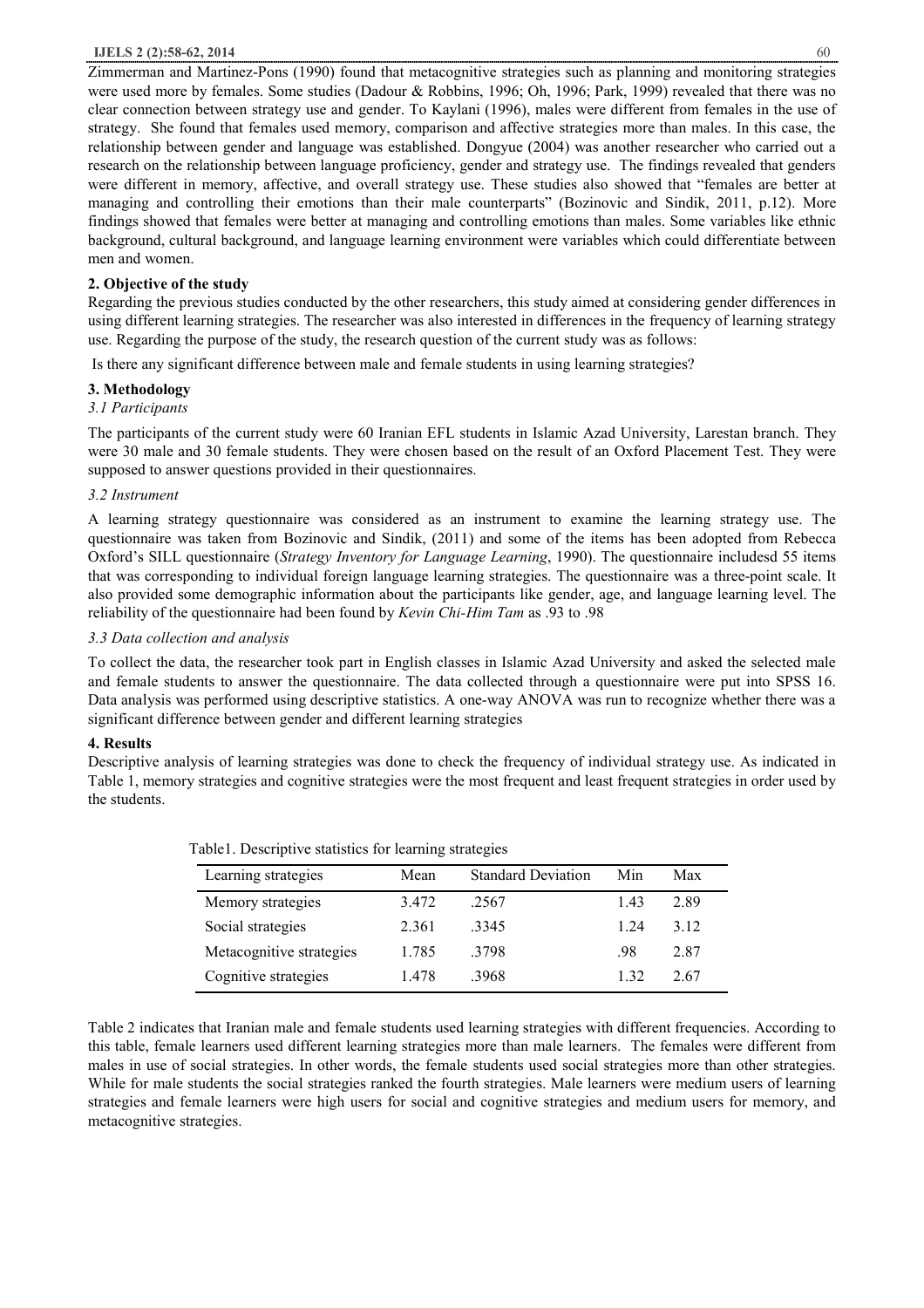Zimmerman and Martinez-Pons (1990) found that metacognitive strategies such as planning and monitoring strategies were used more by females. Some studies (Dadour & Robbins, 1996; Oh, 1996; Park, 1999) revealed that there was no clear connection between strategy use and gender. To Kaylani (1996), males were different from females in the use of strategy. She found that females used memory, comparison and affective strategies more than males. In this case, the relationship between gender and language was established. Dongyue (2004) was another researcher who carried out a research on the relationship between language proficiency, gender and strategy use. The findings revealed that genders were different in memory, affective, and overall strategy use. These studies also showed that "females are better at managing and controlling their emotions than their male counterparts" (Bozinovic and Sindik, 2011, p.12). More findings showed that females were better at managing and controlling emotions than males. Some variables like ethnic background, cultural background, and language learning environment were variables which could differentiate between men and women.

## 2. Objective of the study

Regarding the previous studies conducted by the other researchers, this study aimed at considering gender differences in using different learning strategies. The researcher was also interested in differences in the frequency of learning strategy use. Regarding the purpose of the study, the research question of the current study was as follows:

Is there any significant difference between male and female students in using learning strategies?

## 3. Methodology

### *3.1 Participants*

The participants of the current study were 60 Iranian EFL students in Islamic Azad University, Larestan branch. They were 30 male and 30 female students. They were chosen based on the result of an Oxford Placement Test. They were supposed to answer questions provided in their questionnaires.

### *3.2 Instrument*

A learning strategy questionnaire was considered as an instrument to examine the learning strategy use. The questionnaire was taken from Bozinovic and Sindik, (2011) and some of the items has been adopted from Rebecca Oxford's SILL questionnaire (*Strategy Inventory for Language Learning*, 1990). The questionnaire includesd 55 items that was corresponding to individual foreign language learning strategies. The questionnaire was a three-point scale. It also provided some demographic information about the participants like gender, age, and language learning level. The reliability of the questionnaire had been found by *Kevin Chi-Him Tam* as .93 to .98

### *3.3 Data collection and analysis*

To collect the data, the researcher took part in English classes in Islamic Azad University and asked the selected male and female students to answer the questionnaire. The data collected through a questionnaire were put into SPSS 16. Data analysis was performed using descriptive statistics. A one-way ANOVA was run to recognize whether there was a significant difference between gender and different learning strategies

## 4. Results

Descriptive analysis of learning strategies was done to check the frequency of individual strategy use. As indicated in Table 1, memory strategies and cognitive strategies were the most frequent and least frequent strategies in order used by the students.

Table1. Descriptive statistics for learning strategies

| Learning strategies | Mean | Standard Deviation | Min | Max |
|---|---|---|---|---|
| Memory strategies | 3.472 | .2567 | 1.43 | 2.89 |
| Social strategies | 2.361 | .3345 | 1.24 | 3.12 |
| Metacognitive strategies | 1.785 | .3798 | .98 | 2.87 |
| Cognitive strategies | 1.478 | .3968 | 1.32 | 2.67 |

Table 2 indicates that Iranian male and female students used learning strategies with different frequencies. According to this table, female learners used different learning strategies more than male learners. The females were different from males in use of social strategies. In other words, the female students used social strategies more than other strategies. While for male students the social strategies ranked the fourth strategies. Male learners were medium users of learning strategies and female learners were high users for social and cognitive strategies and medium users for memory, and metacognitive strategies.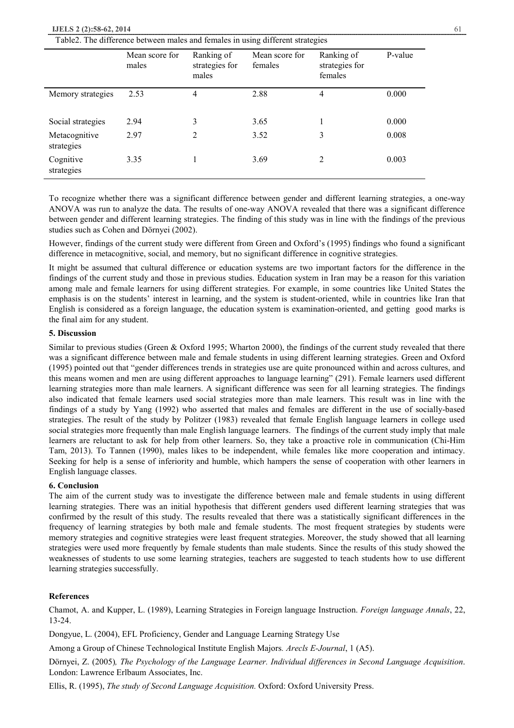Table2. The difference between males and females in using different strategies

| | Mean score for males | Ranking of strategies for males | Mean score for females | Ranking of strategies for females | P-value |
|---|---|---|---|---|---|
| Memory strategies | 2.53 | 4 | 2.88 | 4 | 0.000 |
| Social strategies | 2.94 | 3 | 3.65 | 1 | 0.000 |
| Metacognitive strategies | 2.97 | 2 | 3.52 | 3 | 0.008 |
| Cognitive strategies | 3.35 | 1 | 3.69 | 2 | 0.003 |

To recognize whether there was a significant difference between gender and different learning strategies, a one-way ANOVA was run to analyze the data. The results of one-way ANOVA revealed that there was a significant difference between gender and different learning strategies. The finding of this study was in line with the findings of the previous studies such as Cohen and Dörnyei (2002).

However, findings of the current study were different from Green and Oxford's (1995) findings who found a significant difference in metacognitive, social, and memory, but no significant difference in cognitive strategies.

It might be assumed that cultural difference or education systems are two important factors for the difference in the findings of the current study and those in previous studies. Education system in Iran may be a reason for this variation among male and female learners for using different strategies. For example, in some countries like United States the emphasis is on the students' interest in learning, and the system is student-oriented, while in countries like Iran that English is considered as a foreign language, the education system is examination-oriented, and getting good marks is the final aim for any student.

## 5. Discussion

Similar to previous studies (Green & Oxford 1995; Wharton 2000), the findings of the current study revealed that there was a significant difference between male and female students in using different learning strategies. Green and Oxford (1995) pointed out that "gender differences trends in strategies use are quite pronounced within and across cultures, and this means women and men are using different approaches to language learning" (291). Female learners used different learning strategies more than male learners. A significant difference was seen for all learning strategies. The findings also indicated that female learners used social strategies more than male learners. This result was in line with the findings of a study by Yang (1992) who asserted that males and females are different in the use of socially-based strategies. The result of the study by Politzer (1983) revealed that female English language learners in college used social strategies more frequently than male English language learners. The findings of the current study imply that male learners are reluctant to ask for help from other learners. So, they take a proactive role in communication (Chi-Him Tam, 2013). To Tannen (1990), males likes to be independent, while females like more cooperation and intimacy. Seeking for help is a sense of inferiority and humble, which hampers the sense of cooperation with other learners in English language classes.

## 6. Conclusion

The aim of the current study was to investigate the difference between male and female students in using different learning strategies. There was an initial hypothesis that different genders used different learning strategies that was confirmed by the result of this study. The results revealed that there was a statistically significant differences in the frequency of learning strategies by both male and female students. The most frequent strategies by students were memory strategies and cognitive strategies were least frequent strategies. Moreover, the study showed that all learning strategies were used more frequently by female students than male students. Since the results of this study showed the weaknesses of students to use some learning strategies, teachers are suggested to teach students how to use different learning strategies successfully.

## References

Chamot, A. and Kupper, L. (1989), Learning Strategies in Foreign language Instruction. *Foreign language Annals*, 22, 13-24.

Dongyue, L. (2004), EFL Proficiency, Gender and Language Learning Strategy Use

Among a Group of Chinese Technological Institute English Majors. *Arecls E-Journal*, 1 (A5).

Dörnyei, Z. (2005), *The Psychology of the Language Learner. Individual differences in Second Language Acquisition*. London: Lawrence Erlbaum Associates, Inc.

Ellis, R. (1995), *The study of Second Language Acquisition.* Oxford: Oxford University Press.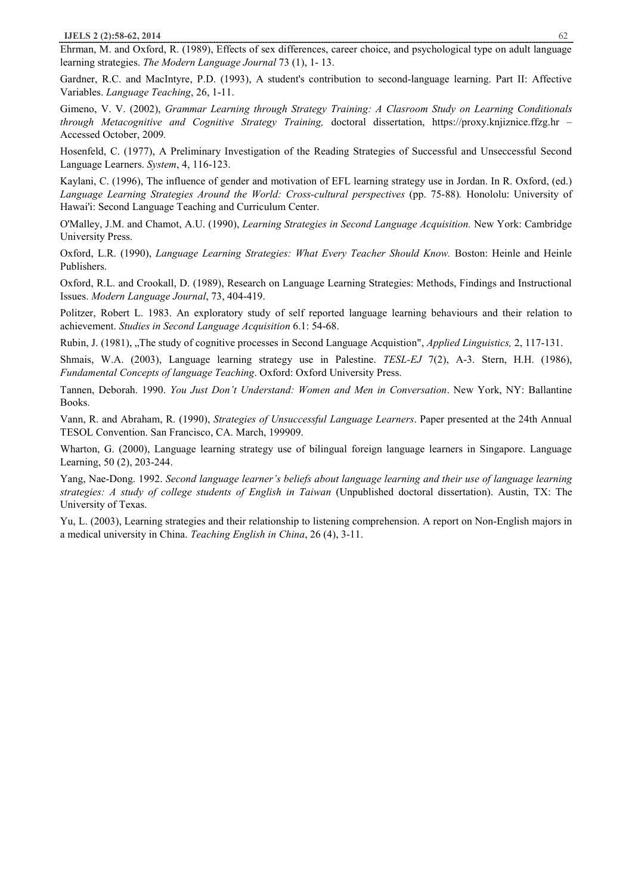Ehrman, M. and Oxford, R. (1989), Effects of sex differences, career choice, and psychological type on adult language learning strategies. *The Modern Language Journal* 73 (1), 1- 13.

Gardner, R.C. and MacIntyre, P.D. (1993), A student's contribution to second-language learning. Part II: Affective Variables. *Language Teaching*, 26, 1-11.

Gimeno, V. V. (2002), *Grammar Learning through Strategy Training: A Clasroom Study on Learning Conditionals through Metacognitive and Cognitive Strategy Training,* doctoral dissertation, https://proxy.knjiznice.ffzg.hr – Accessed October, 2009*.*

Hosenfeld, C. (1977), A Preliminary Investigation of the Reading Strategies of Successful and Unseccessful Second Language Learners. *System*, 4, 116-123.

Kaylani, C. (1996), The influence of gender and motivation of EFL learning strategy use in Jordan. In R. Oxford, (ed.) *Language Learning Strategies Around the World: Cross-cultural perspectives* (pp. 75-88)*.* Honololu: University of Hawai'i: Second Language Teaching and Curriculum Center.

O'Malley, J.M. and Chamot, A.U. (1990), *Learning Strategies in Second Language Acquisition.* New York: Cambridge University Press.

Oxford, L.R. (1990), *Language Learning Strategies: What Every Teacher Should Know.* Boston: Heinle and Heinle Publishers.

Oxford, R.L. and Crookall, D. (1989), Research on Language Learning Strategies: Methods, Findings and Instructional Issues. *Modern Language Journal*, 73, 404-419.

Politzer, Robert L. 1983. An exploratory study of self reported language learning behaviours and their relation to achievement. *Studies in Second Language Acquisition* 6.1: 54-68.

Rubin, J. (1981), „The study of cognitive processes in Second Language Acquistion", *Applied Linguistics,* 2, 117-131.

Shmais, W.A. (2003), Language learning strategy use in Palestine. *TESL-EJ* 7(2), A-3. Stern, H.H. (1986), *Fundamental Concepts of language Teaching*. Oxford: Oxford University Press.

Tannen, Deborah. 1990. *You Just Don't Understand: Women and Men in Conversation*. New York, NY: Ballantine Books.

Vann, R. and Abraham, R. (1990), *Strategies of Unsuccessful Language Learners*. Paper presented at the 24th Annual TESOL Convention. San Francisco, CA. March, 199909.

Wharton, G. (2000), Language learning strategy use of bilingual foreign language learners in Singapore. Language Learning, 50 (2), 203-244.

Yang, Nae-Dong. 1992. *Second language learner's beliefs about language learning and their use of language learning strategies: A study of college students of English in Taiwan* (Unpublished doctoral dissertation). Austin, TX: The University of Texas.

Yu, L. (2003), Learning strategies and their relationship to listening comprehension. A report on Non-English majors in a medical university in China. *Teaching English in China*, 26 (4), 3-11.